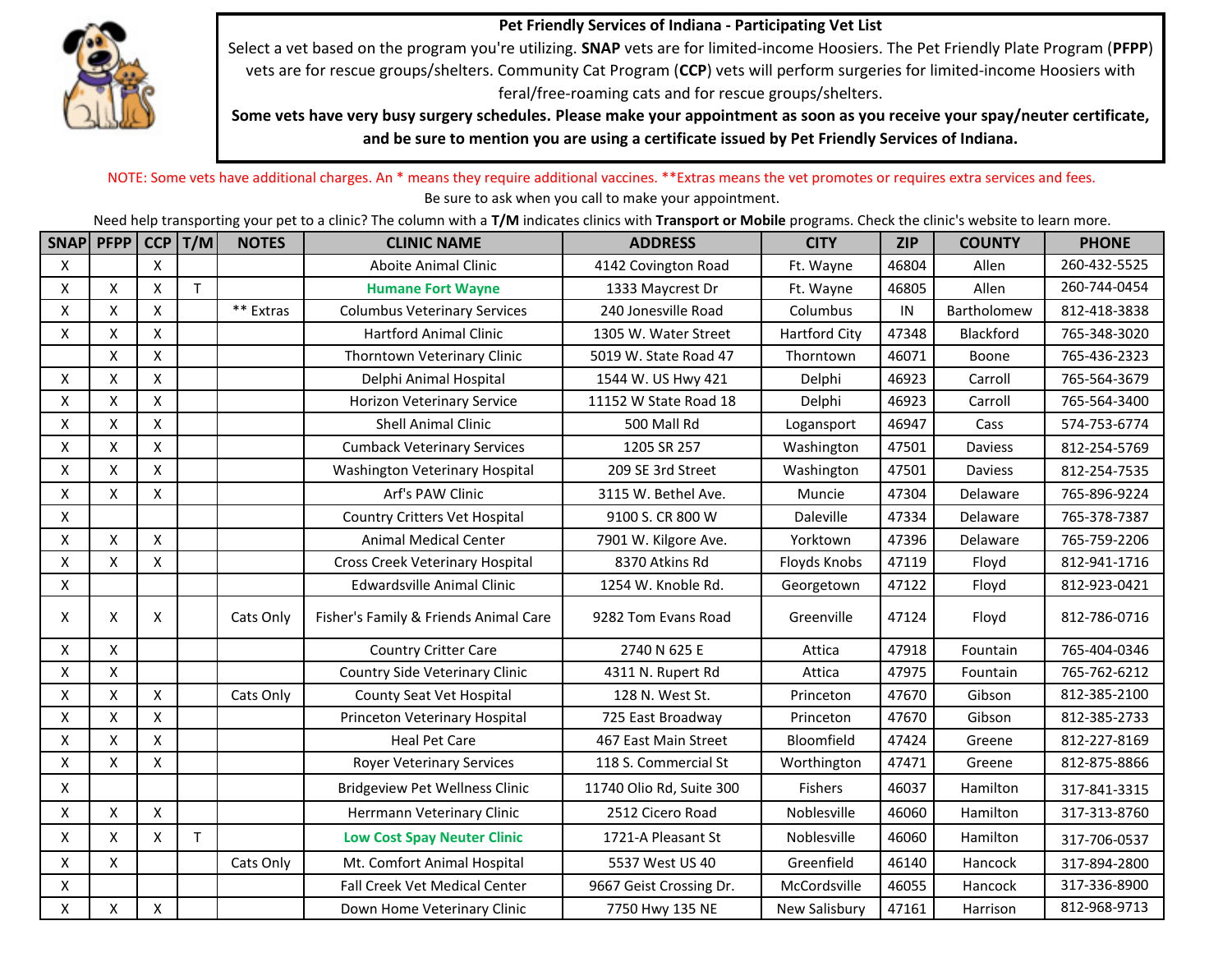**Pet Friendly Services of Indiana - Participating Vet List**

Select a vet based on the program you're utilizing. **SNAP** vets are for limited-income Hoosiers. The Pet Friendly Plate Program (**PFPP**) vets are for rescue groups/shelters. Community Cat Program (**CCP**) vets will perform surgeries for limited-income Hoosiers with feral/free-roaming cats and for rescue groups/shelters.

**Some vets have very busy surgery schedules. Please make your appointment as soon as you receive your spay/neuter certificate, and be sure to mention you are using a certificate issued by Pet Friendly Services of Indiana.**

NOTE: Some vets have additional charges. An * means they require additional vaccines. **Extras means the vet promotes or requires extra services and fees.

Be sure to ask when you call to make your appointment.

Need help transporting your pet to a clinic? The column with a **T/M** indicates clinics with **Transport or Mobile** programs. Check the clinic's website to learn more.

| SNAP | PFPP | CCP | T/M | NOTES | CLINIC NAME | ADDRESS | CITY | ZIP | COUNTY | PHONE |
|---|---|---|---|---|---|---|---|---|---|---|
| X | | X | | | Aboite Animal Clinic | 4142 Covington Road | Ft. Wayne | 46804 | Allen | 260-432-5525 |
| X | X | X | T | | Humane Fort Wayne | 1333 Maycrest Dr | Ft. Wayne | 46805 | Allen | 260-744-0454 |
| X | X | X | | ** Extras | Columbus Veterinary Services | 240 Jonesville Road | Columbus | IN | Bartholomew | 812-418-3838 |
| X | X | X | | | Hartford Animal Clinic | 1305 W. Water Street | Hartford City | 47348 | Blackford | 765-348-3020 |
| | X | X | | | Thorntown Veterinary Clinic | 5019 W. State Road 47 | Thorntown | 46071 | Boone | 765-436-2323 |
| X | X | X | | | Delphi Animal Hospital | 1544 W. US Hwy 421 | Delphi | 46923 | Carroll | 765-564-3679 |
| X | X | X | | | Horizon Veterinary Service | 11152 W State Road 18 | Delphi | 46923 | Carroll | 765-564-3400 |
| X | X | X | | | Shell Animal Clinic | 500 Mall Rd | Logansport | 46947 | Cass | 574-753-6774 |
| X | X | X | | | Cumback Veterinary Services | 1205 SR 257 | Washington | 47501 | Daviess | 812-254-5769 |
| X | X | X | | | Washington Veterinary Hospital | 209 SE 3rd Street | Washington | 47501 | Daviess | 812-254-7535 |
| X | X | X | | | Arf's PAW Clinic | 3115 W. Bethel Ave. | Muncie | 47304 | Delaware | 765-896-9224 |
| X | | | | | Country Critters Vet Hospital | 9100 S. CR 800 W | Daleville | 47334 | Delaware | 765-378-7387 |
| X | X | X | | | Animal Medical Center | 7901 W. Kilgore Ave. | Yorktown | 47396 | Delaware | 765-759-2206 |
| X | X | X | | | Cross Creek Veterinary Hospital | 8370 Atkins Rd | Floyds Knobs | 47119 | Floyd | 812-941-1716 |
| X | | | | | Edwardsville Animal Clinic | 1254 W. Knoble Rd. | Georgetown | 47122 | Floyd | 812-923-0421 |
| X | X | X | | Cats Only | Fisher's Family & Friends Animal Care | 9282 Tom Evans Road | Greenville | 47124 | Floyd | 812-786-0716 |
| X | X | | | | Country Critter Care | 2740 N 625 E | Attica | 47918 | Fountain | 765-404-0346 |
| X | X | | | | Country Side Veterinary Clinic | 4311 N. Rupert Rd | Attica | 47975 | Fountain | 765-762-6212 |
| X | X | X | | Cats Only | County Seat Vet Hospital | 128 N. West St. | Princeton | 47670 | Gibson | 812-385-2100 |
| X | X | X | | | Princeton Veterinary Hospital | 725 East Broadway | Princeton | 47670 | Gibson | 812-385-2733 |
| X | X | X | | | Heal Pet Care | 467 East Main Street | Bloomfield | 47424 | Greene | 812-227-8169 |
| X | X | X | | | Royer Veterinary Services | 118 S. Commercial St | Worthington | 47471 | Greene | 812-875-8866 |
| X | | | | | Bridgeview Pet Wellness Clinic | 11740 Olio Rd, Suite 300 | Fishers | 46037 | Hamilton | 317-841-3315 |
| X | X | X | | | Herrmann Veterinary Clinic | 2512 Cicero Road | Noblesville | 46060 | Hamilton | 317-313-8760 |
| X | X | X | T | | Low Cost Spay Neuter Clinic | 1721-A Pleasant St | Noblesville | 46060 | Hamilton | 317-706-0537 |
| X | X | | | Cats Only | Mt. Comfort Animal Hospital | 5537 West US 40 | Greenfield | 46140 | Hancock | 317-894-2800 |
| X | | | | | Fall Creek Vet Medical Center | 9667 Geist Crossing Dr. | McCordsville | 46055 | Hancock | 317-336-8900 |
| X | X | X | | | Down Home Veterinary Clinic | 7750 Hwy 135 NE | New Salisbury | 47161 | Harrison | 812-968-9713 |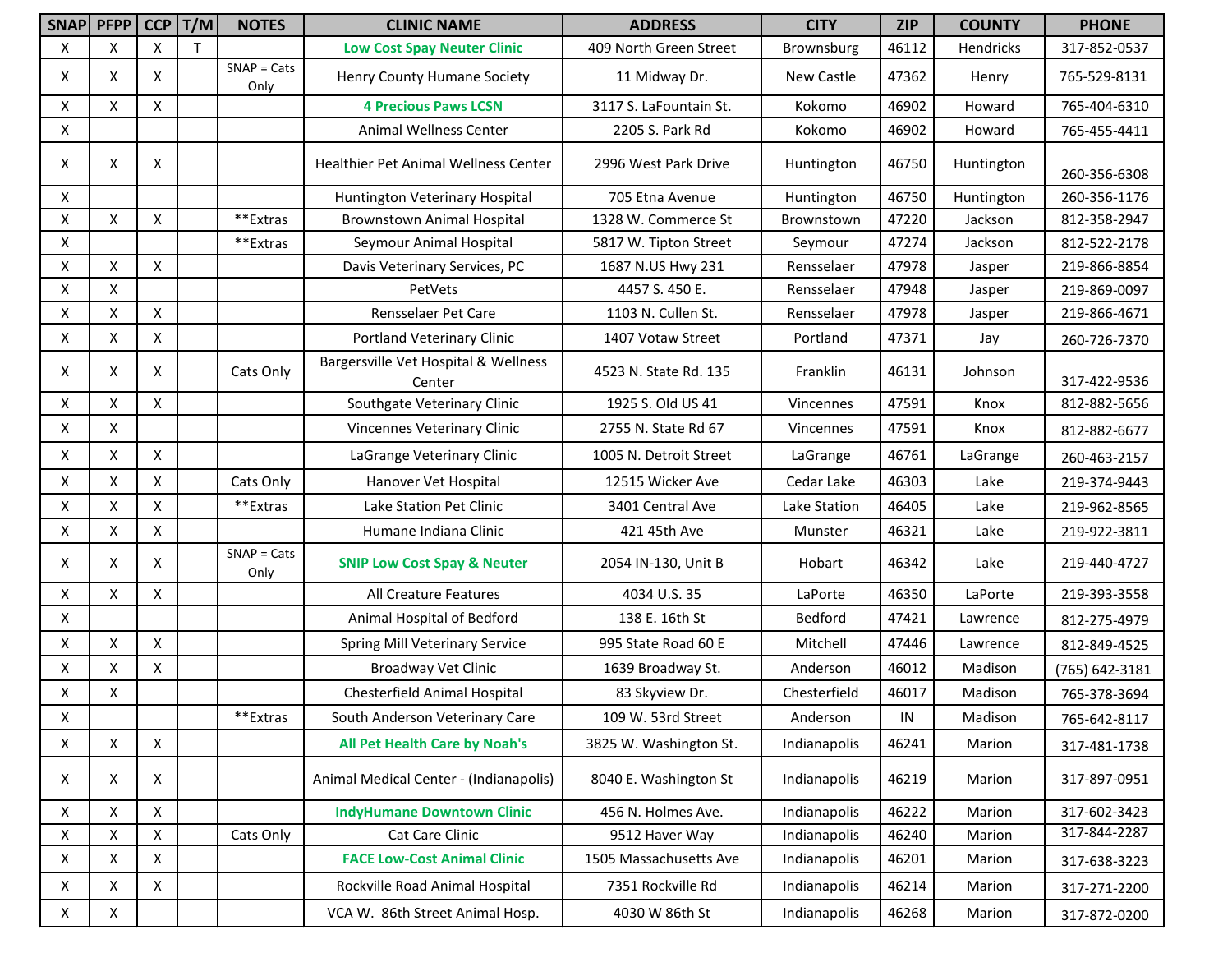| SNAP | PFPP | CCP | T/M | NOTES | CLINIC NAME | ADDRESS | CITY | ZIP | COUNTY | PHONE |
|---|---|---|---|---|---|---|---|---|---|---|
| X | X | X | T | | **Low Cost Spay Neuter Clinic** | 409 North Green Street | Brownsburg | 46112 | Hendricks | 317-852-0537 |
| X | X | X | | SNAP = Cats Only | Henry County Humane Society | 11 Midway Dr. | New Castle | 47362 | Henry | 765-529-8131 |
| X | X | X | | | **4 Precious Paws LCSN** | 3117 S. LaFountain St. | Kokomo | 46902 | Howard | 765-404-6310 |
| X | | | | | Animal Wellness Center | 2205 S. Park Rd | Kokomo | 46902 | Howard | 765-455-4411 |
| X | X | X | | | Healthier Pet Animal Wellness Center | 2996 West Park Drive | Huntington | 46750 | Huntington | 260-356-6308 |
| X | | | | | Huntington Veterinary Hospital | 705 Etna Avenue | Huntington | 46750 | Huntington | 260-356-1176 |
| X | X | X | | **Extras | Brownstown Animal Hospital | 1328 W. Commerce St | Brownstown | 47220 | Jackson | 812-358-2947 |
| X | | | | **Extras | Seymour Animal Hospital | 5817 W. Tipton Street | Seymour | 47274 | Jackson | 812-522-2178 |
| X | X | X | | | Davis Veterinary Services, PC | 1687 N.US Hwy 231 | Rensselaer | 47978 | Jasper | 219-866-8854 |
| X | X | | | | PetVets | 4457 S. 450 E. | Rensselaer | 47948 | Jasper | 219-869-0097 |
| X | X | X | | | Rensselaer Pet Care | 1103 N. Cullen St. | Rensselaer | 47978 | Jasper | 219-866-4671 |
| X | X | X | | | Portland Veterinary Clinic | 1407 Votaw Street | Portland | 47371 | Jay | 260-726-7370 |
| X | X | X | | Cats Only | Bargersville Vet Hospital & Wellness Center | 4523 N. State Rd. 135 | Franklin | 46131 | Johnson | 317-422-9536 |
| X | X | X | | | Southgate Veterinary Clinic | 1925 S. Old US 41 | Vincennes | 47591 | Knox | 812-882-5656 |
| X | X | | | | Vincennes Veterinary Clinic | 2755 N. State Rd 67 | Vincennes | 47591 | Knox | 812-882-6677 |
| X | X | X | | | LaGrange Veterinary Clinic | 1005 N. Detroit Street | LaGrange | 46761 | LaGrange | 260-463-2157 |
| X | X | X | | Cats Only | Hanover Vet Hospital | 12515 Wicker Ave | Cedar Lake | 46303 | Lake | 219-374-9443 |
| X | X | X | | **Extras | Lake Station Pet Clinic | 3401 Central Ave | Lake Station | 46405 | Lake | 219-962-8565 |
| X | X | X | | | Humane Indiana Clinic | 421 45th Ave | Munster | 46321 | Lake | 219-922-3811 |
| X | X | X | | SNAP = Cats Only | **SNIP Low Cost Spay & Neuter** | 2054 IN-130, Unit B | Hobart | 46342 | Lake | 219-440-4727 |
| X | X | X | | | All Creature Features | 4034 U.S. 35 | LaPorte | 46350 | LaPorte | 219-393-3558 |
| X | | | | | Animal Hospital of Bedford | 138 E. 16th St | Bedford | 47421 | Lawrence | 812-275-4979 |
| X | X | X | | | Spring Mill Veterinary Service | 995 State Road 60 E | Mitchell | 47446 | Lawrence | 812-849-4525 |
| X | X | X | | | Broadway Vet Clinic | 1639 Broadway St. | Anderson | 46012 | Madison | (765) 642-3181 |
| X | X | | | | Chesterfield Animal Hospital | 83 Skyview Dr. | Chesterfield | 46017 | Madison | 765-378-3694 |
| X | | | | **Extras | South Anderson Veterinary Care | 109 W. 53rd Street | Anderson | IN | Madison | 765-642-8117 |
| X | X | X | | | **All Pet Health Care by Noah's** | 3825 W. Washington St. | Indianapolis | 46241 | Marion | 317-481-1738 |
| X | X | X | | | Animal Medical Center - (Indianapolis) | 8040 E. Washington St | Indianapolis | 46219 | Marion | 317-897-0951 |
| X | X | X | | | **IndyHumane Downtown Clinic** | 456 N. Holmes Ave. | Indianapolis | 46222 | Marion | 317-602-3423 |
| X | X | X | | Cats Only | Cat Care Clinic | 9512 Haver Way | Indianapolis | 46240 | Marion | 317-844-2287 |
| X | X | X | | | **FACE Low-Cost Animal Clinic** | 1505 Massachusetts Ave | Indianapolis | 46201 | Marion | 317-638-3223 |
| X | X | X | | | Rockville Road Animal Hospital | 7351 Rockville Rd | Indianapolis | 46214 | Marion | 317-271-2200 |
| X | X | | | | VCA W. 86th Street Animal Hosp. | 4030 W 86th St | Indianapolis | 46268 | Marion | 317-872-0200 |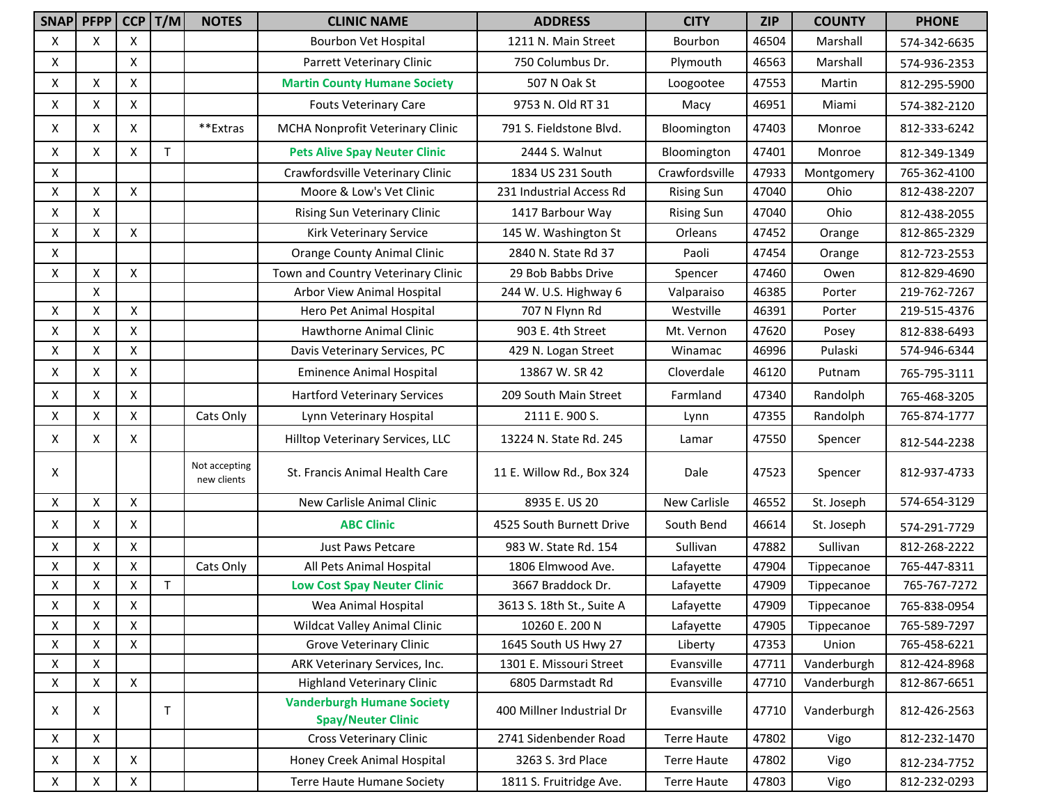| SNAP | PFPP | CCP | T/M | NOTES | CLINIC NAME | ADDRESS | CITY | ZIP | COUNTY | PHONE |
|---|---|---|---|---|---|---|---|---|---|---|
| X | X | X | | | Bourbon Vet Hospital | 1211 N. Main Street | Bourbon | 46504 | Marshall | 574-342-6635 |
| X | | X | | | Parrett Veterinary Clinic | 750 Columbus Dr. | Plymouth | 46563 | Marshall | 574-936-2353 |
| X | X | X | | | Martin County Humane Society | 507 N Oak St | Loogootee | 47553 | Martin | 812-295-5900 |
| X | X | X | | | Fouts Veterinary Care | 9753 N. Old RT 31 | Macy | 46951 | Miami | 574-382-2120 |
| X | X | X | | **Extras | MCHA Nonprofit Veterinary Clinic | 791 S. Fieldstone Blvd. | Bloomington | 47403 | Monroe | 812-333-6242 |
| X | X | X | T | | Pets Alive Spay Neuter Clinic | 2444 S. Walnut | Bloomington | 47401 | Monroe | 812-349-1349 |
| X | | | | | Crawfordsville Veterinary Clinic | 1834 US 231 South | Crawfordsville | 47933 | Montgomery | 765-362-4100 |
| X | X | X | | | Moore & Low's Vet Clinic | 231 Industrial Access Rd | Rising Sun | 47040 | Ohio | 812-438-2207 |
| X | X | | | | Rising Sun Veterinary Clinic | 1417 Barbour Way | Rising Sun | 47040 | Ohio | 812-438-2055 |
| X | X | X | | | Kirk Veterinary Service | 145 W. Washington St | Orleans | 47452 | Orange | 812-865-2329 |
| X | | | | | Orange County Animal Clinic | 2840 N. State Rd 37 | Paoli | 47454 | Orange | 812-723-2553 |
| X | X | X | | | Town and Country Veterinary Clinic | 29 Bob Babbs Drive | Spencer | 47460 | Owen | 812-829-4690 |
| | X | | | | Arbor View Animal Hospital | 244 W. U.S. Highway 6 | Valparaiso | 46385 | Porter | 219-762-7267 |
| X | X | X | | | Hero Pet Animal Hospital | 707 N Flynn Rd | Westville | 46391 | Porter | 219-515-4376 |
| X | X | X | | | Hawthorne Animal Clinic | 903 E. 4th Street | Mt. Vernon | 47620 | Posey | 812-838-6493 |
| X | X | X | | | Davis Veterinary Services, PC | 429 N. Logan Street | Winamac | 46996 | Pulaski | 574-946-6344 |
| X | X | X | | | Eminence Animal Hospital | 13867 W. SR 42 | Cloverdale | 46120 | Putnam | 765-795-3111 |
| X | X | X | | | Hartford Veterinary Services | 209 South Main Street | Farmland | 47340 | Randolph | 765-468-3205 |
| X | X | X | | Cats Only | Lynn Veterinary Hospital | 2111 E. 900 S. | Lynn | 47355 | Randolph | 765-874-1777 |
| X | X | X | | | Hilltop Veterinary Services, LLC | 13224 N. State Rd. 245 | Lamar | 47550 | Spencer | 812-544-2238 |
| X | | | | Not accepting new clients | St. Francis Animal Health Care | 11 E. Willow Rd., Box 324 | Dale | 47523 | Spencer | 812-937-4733 |
| X | X | X | | | New Carlisle Animal Clinic | 8935 E. US 20 | New Carlisle | 46552 | St. Joseph | 574-654-3129 |
| X | X | X | | | ABC Clinic | 4525 South Burnett Drive | South Bend | 46614 | St. Joseph | 574-291-7729 |
| X | X | X | | | Just Paws Petcare | 983 W. State Rd. 154 | Sullivan | 47882 | Sullivan | 812-268-2222 |
| X | X | X | | Cats Only | All Pets Animal Hospital | 1806 Elmwood Ave. | Lafayette | 47904 | Tippecanoe | 765-447-8311 |
| X | X | X | T | | Low Cost Spay Neuter Clinic | 3667 Braddock Dr. | Lafayette | 47909 | Tippecanoe | 765-767-7272 |
| X | X | X | | | Wea Animal Hospital | 3613 S. 18th St., Suite A | Lafayette | 47909 | Tippecanoe | 765-838-0954 |
| X | X | X | | | Wildcat Valley Animal Clinic | 10260 E. 200 N | Lafayette | 47905 | Tippecanoe | 765-589-7297 |
| X | X | X | | | Grove Veterinary Clinic | 1645 South US Hwy 27 | Liberty | 47353 | Union | 765-458-6221 |
| X | X | | | | ARK Veterinary Services, Inc. | 1301 E. Missouri Street | Evansville | 47711 | Vanderburgh | 812-424-8968 |
| X | X | X | | | Highland Veterinary Clinic | 6805 Darmstadt Rd | Evansville | 47710 | Vanderburgh | 812-867-6651 |
| X | X | | T | | Vanderburgh Humane Society Spay/Neuter Clinic | 400 Millner Industrial Dr | Evansville | 47710 | Vanderburgh | 812-426-2563 |
| X | X | | | | Cross Veterinary Clinic | 2741 Sidenbender Road | Terre Haute | 47802 | Vigo | 812-232-1470 |
| X | X | X | | | Honey Creek Animal Hospital | 3263 S. 3rd Place | Terre Haute | 47802 | Vigo | 812-234-7752 |
| X | X | X | | | Terre Haute Humane Society | 1811 S. Fruitridge Ave. | Terre Haute | 47803 | Vigo | 812-232-0293 |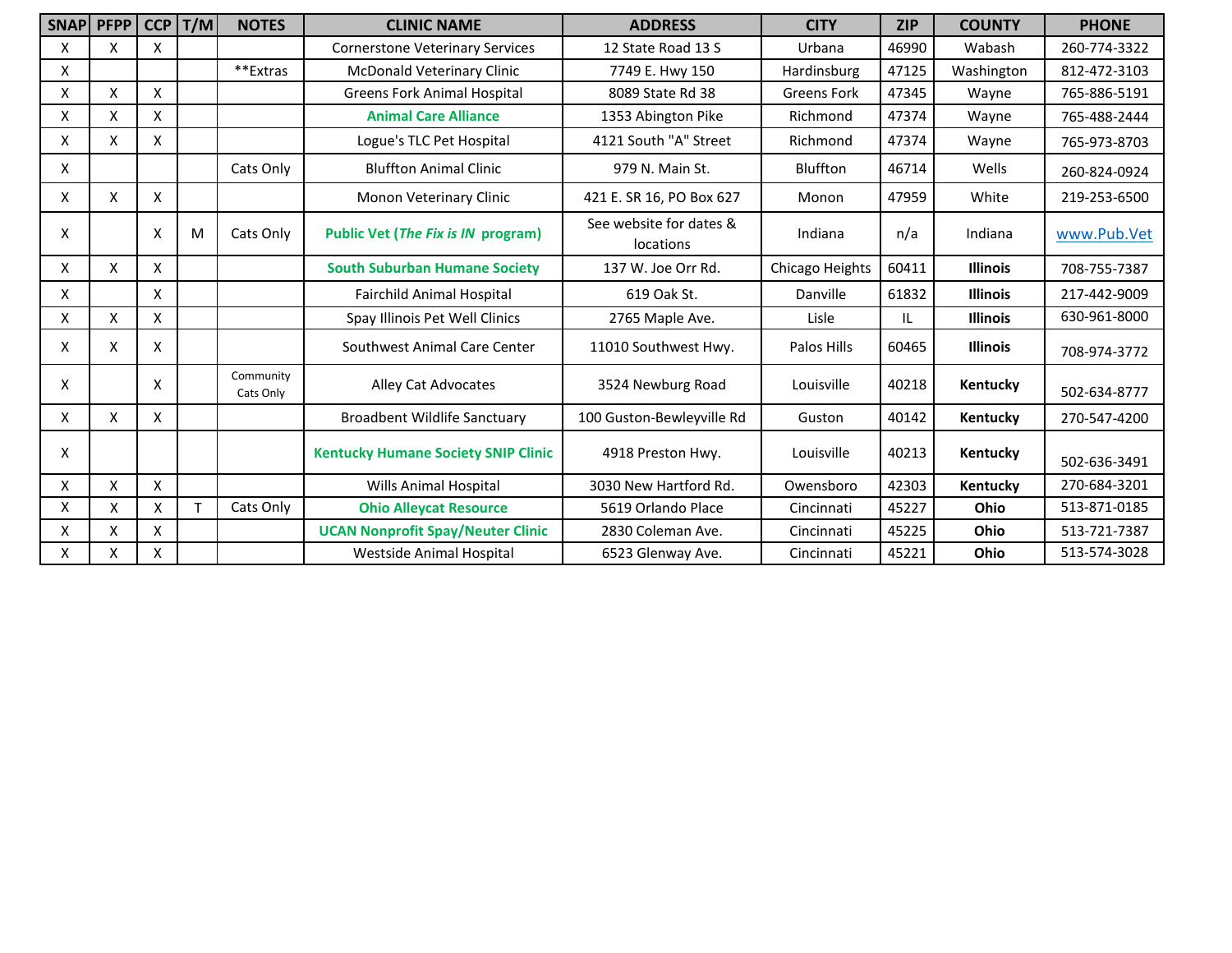| SNAP | PFPP | CCP | T/M | NOTES | CLINIC NAME | ADDRESS | CITY | ZIP | COUNTY | PHONE |
|---|---|---|---|---|---|---|---|---|---|---|
| X | X | X | | | Cornerstone Veterinary Services | 12 State Road 13 S | Urbana | 46990 | Wabash | 260-774-3322 |
| X | | | | **Extras | McDonald Veterinary Clinic | 7749 E. Hwy 150 | Hardinsburg | 47125 | Washington | 812-472-3103 |
| X | X | X | | | Greens Fork Animal Hospital | 8089 State Rd 38 | Greens Fork | 47345 | Wayne | 765-886-5191 |
| X | X | X | | | **Animal Care Alliance** | 1353 Abington Pike | Richmond | 47374 | Wayne | 765-488-2444 |
| X | X | X | | | Logue's TLC Pet Hospital | 4121 South "A" Street | Richmond | 47374 | Wayne | 765-973-8703 |
| X | | | | Cats Only | Bluffton Animal Clinic | 979 N. Main St. | Bluffton | 46714 | Wells | 260-824-0924 |
| X | X | X | | | Monon Veterinary Clinic | 421 E. SR 16, PO Box 627 | Monon | 47959 | White | 219-253-6500 |
| X | | X | M | Cats Only | **Public Vet (*The Fix is IN* program)** | See website for dates & locations | Indiana | n/a | Indiana | www.Pub.Vet |
| X | X | X | | | **South Suburban Humane Society** | 137 W. Joe Orr Rd. | Chicago Heights | 60411 | **Illinois** | 708-755-7387 |
| X | | X | | | Fairchild Animal Hospital | 619 Oak St. | Danville | 61832 | **Illinois** | 217-442-9009 |
| X | X | X | | | Spay Illinois Pet Well Clinics | 2765 Maple Ave. | Lisle | IL | **Illinois** | 630-961-8000 |
| X | X | X | | | Southwest Animal Care Center | 11010 Southwest Hwy. | Palos Hills | 60465 | **Illinois** | 708-974-3772 |
| X | | X | | Community Cats Only | Alley Cat Advocates | 3524 Newburg Road | Louisville | 40218 | **Kentucky** | 502-634-8777 |
| X | X | X | | | Broadbent Wildlife Sanctuary | 100 Guston-Bewleyville Rd | Guston | 40142 | **Kentucky** | 270-547-4200 |
| X | | | | | **Kentucky Humane Society SNIP Clinic** | 4918 Preston Hwy. | Louisville | 40213 | **Kentucky** | 502-636-3491 |
| X | X | X | | | Wills Animal Hospital | 3030 New Hartford Rd. | Owensboro | 42303 | **Kentucky** | 270-684-3201 |
| X | X | X | T | Cats Only | **Ohio Alleycat Resource** | 5619 Orlando Place | Cincinnati | 45227 | **Ohio** | 513-871-0185 |
| X | X | X | | | **UCAN Nonprofit Spay/Neuter Clinic** | 2830 Coleman Ave. | Cincinnati | 45225 | **Ohio** | 513-721-7387 |
| X | X | X | | | Westside Animal Hospital | 6523 Glenway Ave. | Cincinnati | 45221 | **Ohio** | 513-574-3028 |